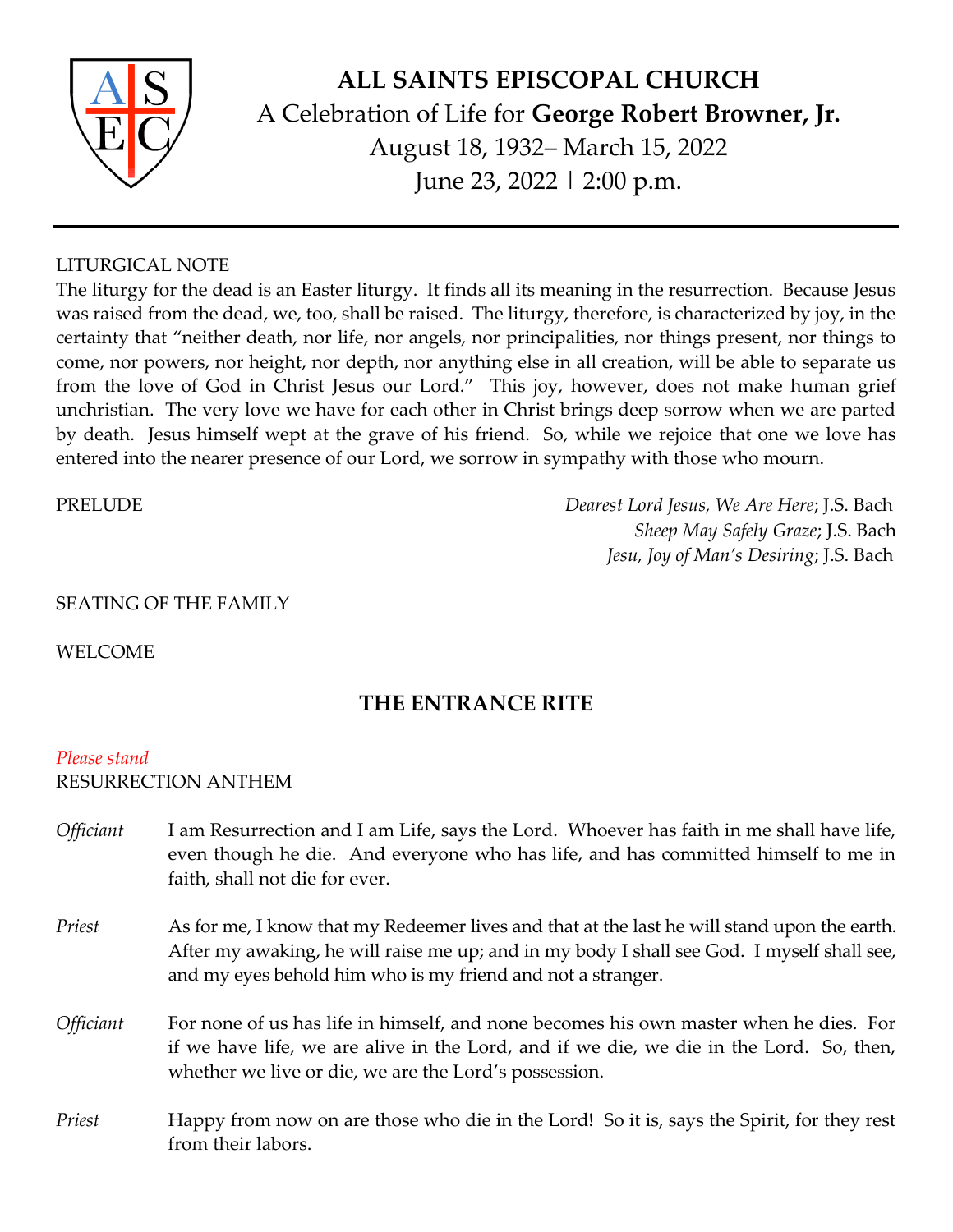# ALL SAINTS EPISCOPAL CHURCH

A Celebration of Life for **George Robert Browner, Jr.**

August 18, 1932– March 15, 2022

June 23, 2022 | 2:00 p.m.

---

LITURGICAL NOTE

The liturgy for the dead is an Easter liturgy. It finds all its meaning in the resurrection. Because Jesus was raised from the dead, we, too, shall be raised. The liturgy, therefore, is characterized by joy, in the certainty that "neither death, nor life, nor angels, nor principalities, nor things present, nor things to come, nor powers, nor height, nor depth, nor anything else in all creation, will be able to separate us from the love of God in Christ Jesus our Lord." This joy, however, does not make human grief unchristian. The very love we have for each other in Christ brings deep sorrow when we are parted by death. Jesus himself wept at the grave of his friend. So, while we rejoice that one we love has entered into the nearer presence of our Lord, we sorrow in sympathy with those who mourn.

PRELUDE

*Dearest Lord Jesus, We Are Here*; J.S. Bach
*Sheep May Safely Graze*; J.S. Bach
*Jesu, Joy of Man's Desiring*; J.S. Bach

SEATING OF THE FAMILY

WELCOME

## THE ENTRANCE RITE

*Please stand*

RESURRECTION ANTHEM

*Officiant* I am Resurrection and I am Life, says the Lord. Whoever has faith in me shall have life, even though he die. And everyone who has life, and has committed himself to me in faith, shall not die for ever.

*Priest* As for me, I know that my Redeemer lives and that at the last he will stand upon the earth. After my awaking, he will raise me up; and in my body I shall see God. I myself shall see, and my eyes behold him who is my friend and not a stranger.

*Officiant* For none of us has life in himself, and none becomes his own master when he dies. For if we have life, we are alive in the Lord, and if we die, we die in the Lord. So, then, whether we live or die, we are the Lord's possession.

*Priest* Happy from now on are those who die in the Lord! So it is, says the Spirit, for they rest from their labors.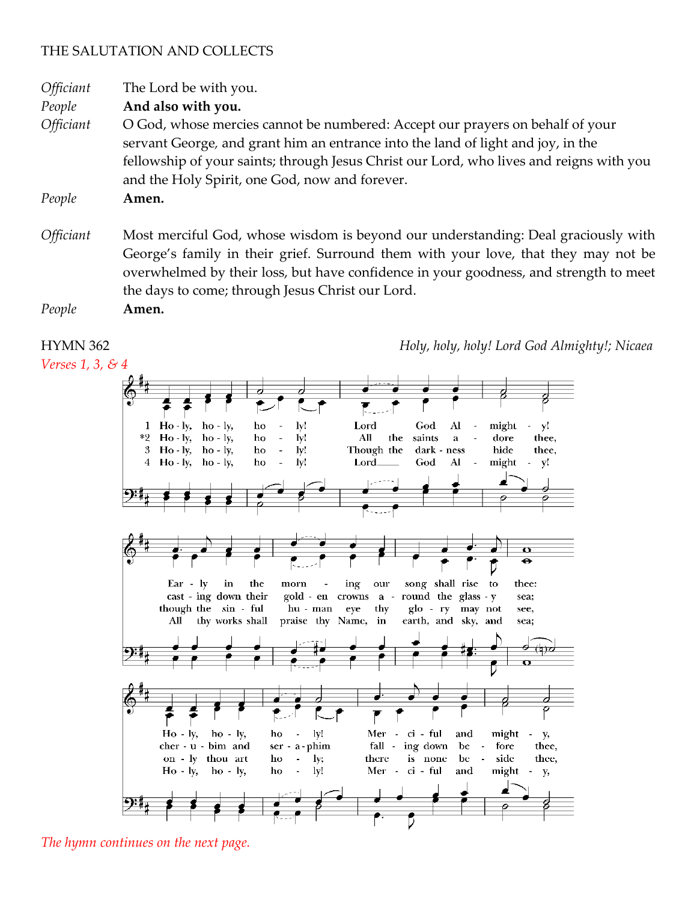THE SALUTATION AND COLLECTS

*Officiant* The Lord be with you.
*People* **And also with you.**
*Officiant* O God, whose mercies cannot be numbered: Accept our prayers on behalf of your servant George, and grant him an entrance into the land of light and joy, in the fellowship of your saints; through Jesus Christ our Lord, who lives and reigns with you and the Holy Spirit, one God, now and forever.
*People* **Amen.**

*Officiant* Most merciful God, whose wisdom is beyond our understanding: Deal graciously with George's family in their grief. Surround them with your love, that they may not be overwhelmed by their loss, but have confidence in your goodness, and strength to meet the days to come; through Jesus Christ our Lord.
*People* **Amen.**

HYMN 362 *Holy, holy, holy! Lord God Almighty!; Nicaea*
*Verses 1, 3, & 4*

1 Holy, holy, holy! Lord God Almighty! Early in the morning our song shall rise to thee: Holy, holy, holy! Merciful and mighty,

*2 Holy, holy, holy! All the saints adore thee, casting down their golden crowns around the glassy sea; cherubim and seraphim falling down before thee,

3 Holy, holy, holy! Though the darkness hide thee, though the sinful human eye thy glory may not see, only thou art holy; there is none beside thee,

4 Holy, holy, holy! Lord God Almighty! All thy works shall praise thy Name, in earth, and sky, and sea; Holy, holy, holy! Merciful and mighty,

*The hymn continues on the next page.*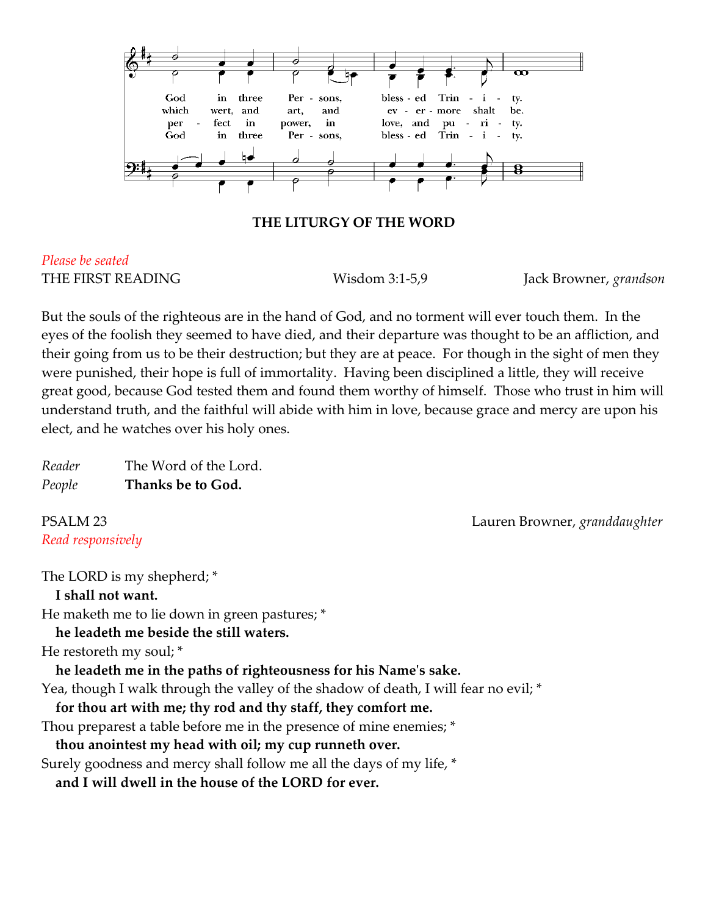God in three Per - sons, bless - ed Trin - i - ty.
which wert, and art, and ev - er - more shalt be.
per - fect in power, in love, and pu - ri - ty.
God in three Per - sons, bless - ed Trin - i - ty.

## THE LITURGY OF THE WORD

*Please be seated*

THE FIRST READING — Wisdom 3:1-5,9 — Jack Browner, *grandson*

But the souls of the righteous are in the hand of God, and no torment will ever touch them. In the eyes of the foolish they seemed to have died, and their departure was thought to be an affliction, and their going from us to be their destruction; but they are at peace. For though in the sight of men they were punished, their hope is full of immortality. Having been disciplined a little, they will receive great good, because God tested them and found them worthy of himself. Those who trust in him will understand truth, and the faithful will abide with him in love, because grace and mercy are upon his elect, and he watches over his holy ones.

*Reader* The Word of the Lord.
*People* **Thanks be to God.**

PSALM 23 — Lauren Browner, *granddaughter*

*Read responsively*

The LORD is my shepherd; *
**I shall not want.**
He maketh me to lie down in green pastures; *
**he leadeth me beside the still waters.**
He restoreth my soul; *
**he leadeth me in the paths of righteousness for his Name's sake.**
Yea, though I walk through the valley of the shadow of death, I will fear no evil; *
**for thou art with me; thy rod and thy staff, they comfort me.**
Thou preparest a table before me in the presence of mine enemies; *
**thou anointest my head with oil; my cup runneth over.**
Surely goodness and mercy shall follow me all the days of my life, *
**and I will dwell in the house of the LORD for ever.**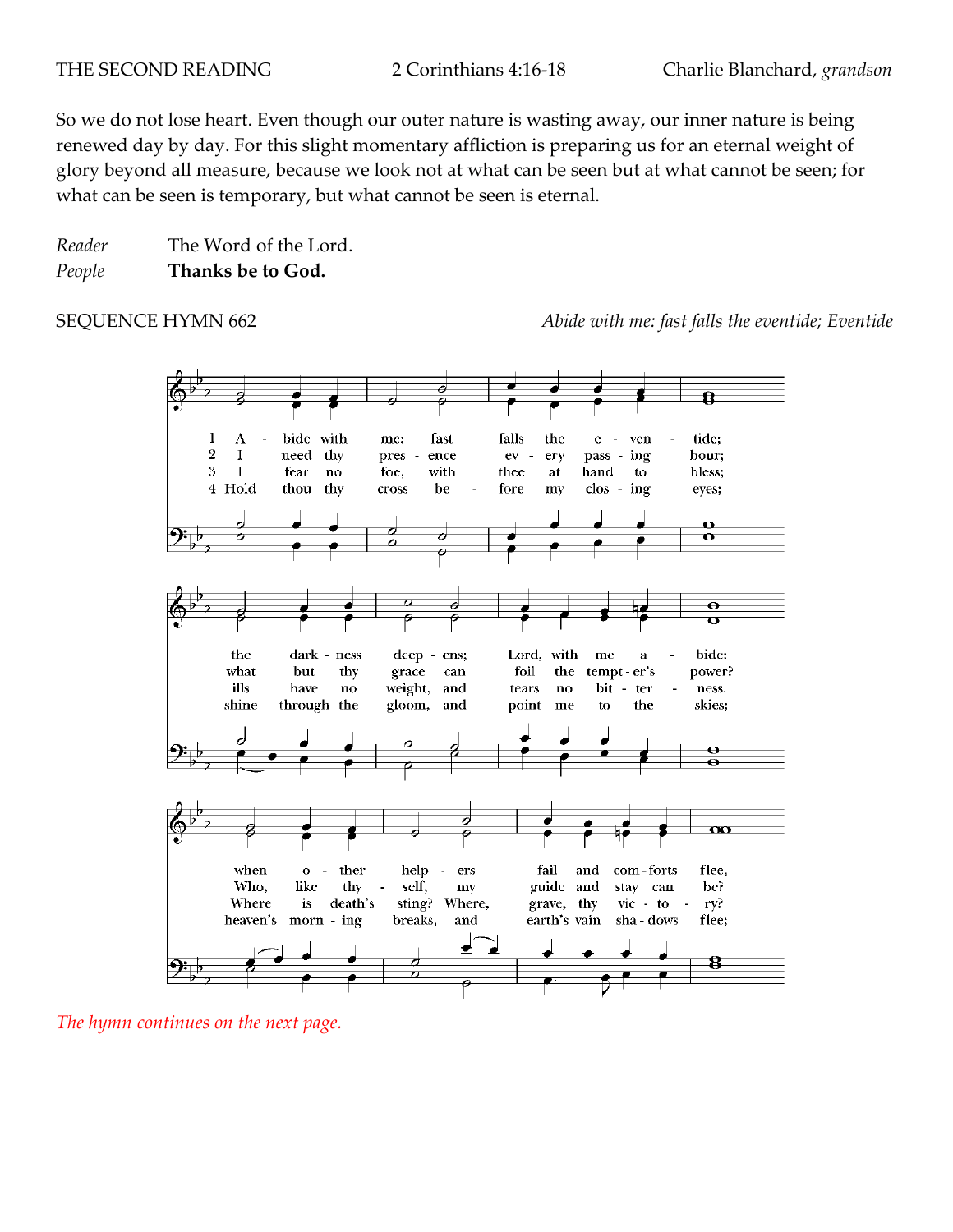THE SECOND READING 2 Corinthians 4:16-18 Charlie Blanchard, *grandson*

So we do not lose heart. Even though our outer nature is wasting away, our inner nature is being renewed day by day. For this slight momentary affliction is preparing us for an eternal weight of glory beyond all measure, because we look not at what can be seen but at what cannot be seen; for what can be seen is temporary, but what cannot be seen is eternal.

*Reader* The Word of the Lord.
*People* **Thanks be to God.**

SEQUENCE HYMN 662 *Abide with me: fast falls the eventide; Eventide*

1 Abide with me: fast falls the eventide;
the darkness deepens; Lord, with me abide:
when other helpers fail and comforts flee,

2 I need thy presence every passing hour;
what but thy grace can foil the tempter's power?
Who, like thyself, my guide and stay can be?

3 I fear no foe, with thee at hand to bless;
ills have no weight, and tears no bitterness.
Where is death's sting? Where, grave, thy victory?

4 Hold thou thy cross before my closing eyes;
shine through the gloom, and point me to the skies;
heaven's morning breaks, and earth's vain shadows flee;

*The hymn continues on the next page.*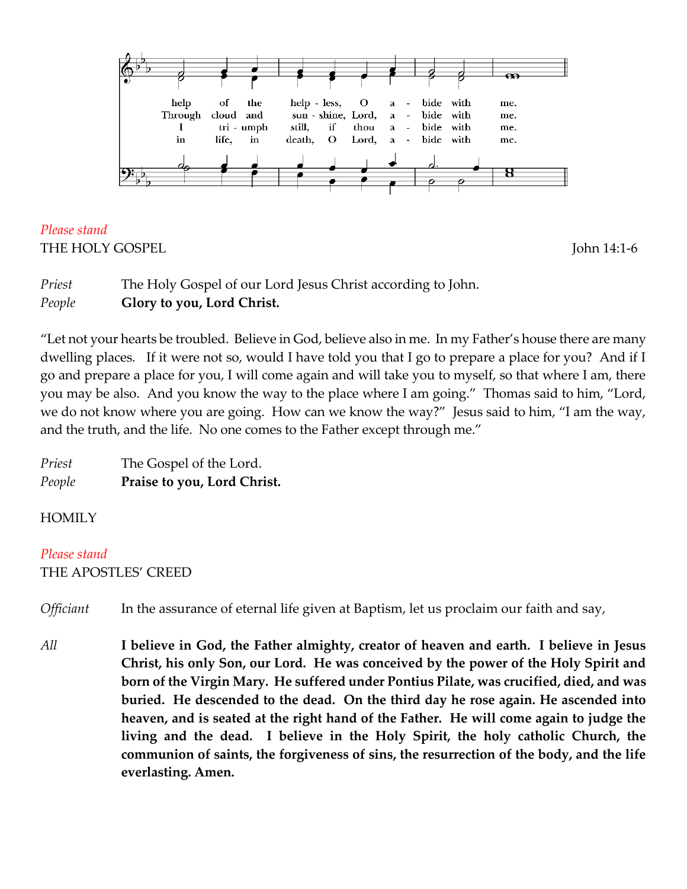help of the help - less, O a - bide with me.
Through cloud and sun - shine, Lord, a - bide with me.
I tri - umph still, if thou a - bide with me.
in life, in death, O Lord, a - bide with me.

*Please stand*

THE HOLY GOSPEL John 14:1-6

*Priest* The Holy Gospel of our Lord Jesus Christ according to John.
*People* **Glory to you, Lord Christ.**

"Let not your hearts be troubled. Believe in God, believe also in me. In my Father's house there are many dwelling places. If it were not so, would I have told you that I go to prepare a place for you? And if I go and prepare a place for you, I will come again and will take you to myself, so that where I am, there you may be also. And you know the way to the place where I am going." Thomas said to him, "Lord, we do not know where you are going. How can we know the way?" Jesus said to him, "I am the way, and the truth, and the life. No one comes to the Father except through me."

*Priest* The Gospel of the Lord.
*People* **Praise to you, Lord Christ.**

HOMILY

*Please stand*

THE APOSTLES' CREED

*Officiant* In the assurance of eternal life given at Baptism, let us proclaim our faith and say,

*All* **I believe in God, the Father almighty, creator of heaven and earth. I believe in Jesus Christ, his only Son, our Lord. He was conceived by the power of the Holy Spirit and born of the Virgin Mary. He suffered under Pontius Pilate, was crucified, died, and was buried. He descended to the dead. On the third day he rose again. He ascended into heaven, and is seated at the right hand of the Father. He will come again to judge the living and the dead. I believe in the Holy Spirit, the holy catholic Church, the communion of saints, the forgiveness of sins, the resurrection of the body, and the life everlasting. Amen.**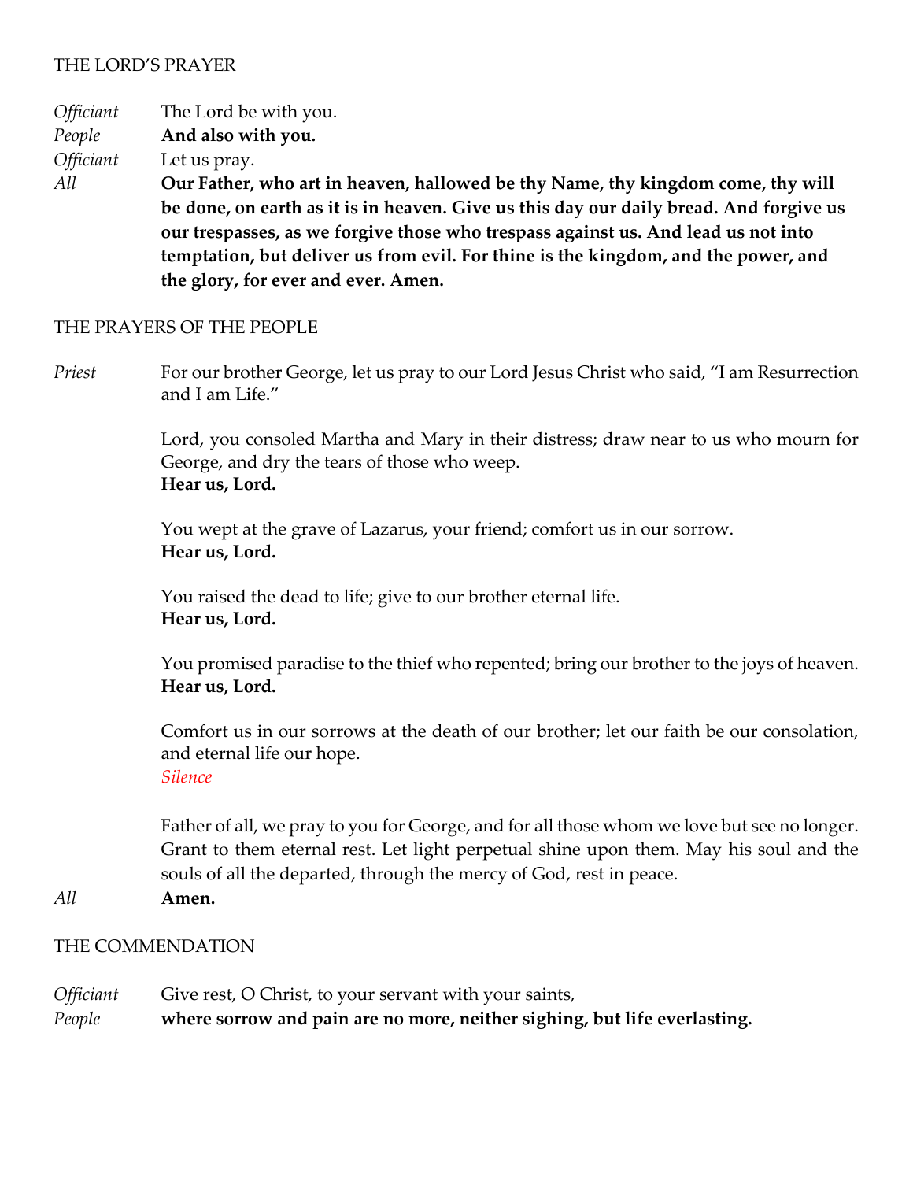## THE LORD'S PRAYER

*Officiant* The Lord be with you.
*People* **And also with you.**
*Officiant* Let us pray.
*All* **Our Father, who art in heaven, hallowed be thy Name, thy kingdom come, thy will be done, on earth as it is in heaven. Give us this day our daily bread. And forgive us our trespasses, as we forgive those who trespass against us. And lead us not into temptation, but deliver us from evil. For thine is the kingdom, and the power, and the glory, for ever and ever. Amen.**

## THE PRAYERS OF THE PEOPLE

*Priest* For our brother George, let us pray to our Lord Jesus Christ who said, "I am Resurrection and I am Life."

Lord, you consoled Martha and Mary in their distress; draw near to us who mourn for George, and dry the tears of those who weep.
**Hear us, Lord.**

You wept at the grave of Lazarus, your friend; comfort us in our sorrow.
**Hear us, Lord.**

You raised the dead to life; give to our brother eternal life.
**Hear us, Lord.**

You promised paradise to the thief who repented; bring our brother to the joys of heaven.
**Hear us, Lord.**

Comfort us in our sorrows at the death of our brother; let our faith be our consolation, and eternal life our hope.
*Silence*

Father of all, we pray to you for George, and for all those whom we love but see no longer. Grant to them eternal rest. Let light perpetual shine upon them. May his soul and the souls of all the departed, through the mercy of God, rest in peace.
*All* **Amen.**

## THE COMMENDATION

*Officiant* Give rest, O Christ, to your servant with your saints,
*People* **where sorrow and pain are no more, neither sighing, but life everlasting.**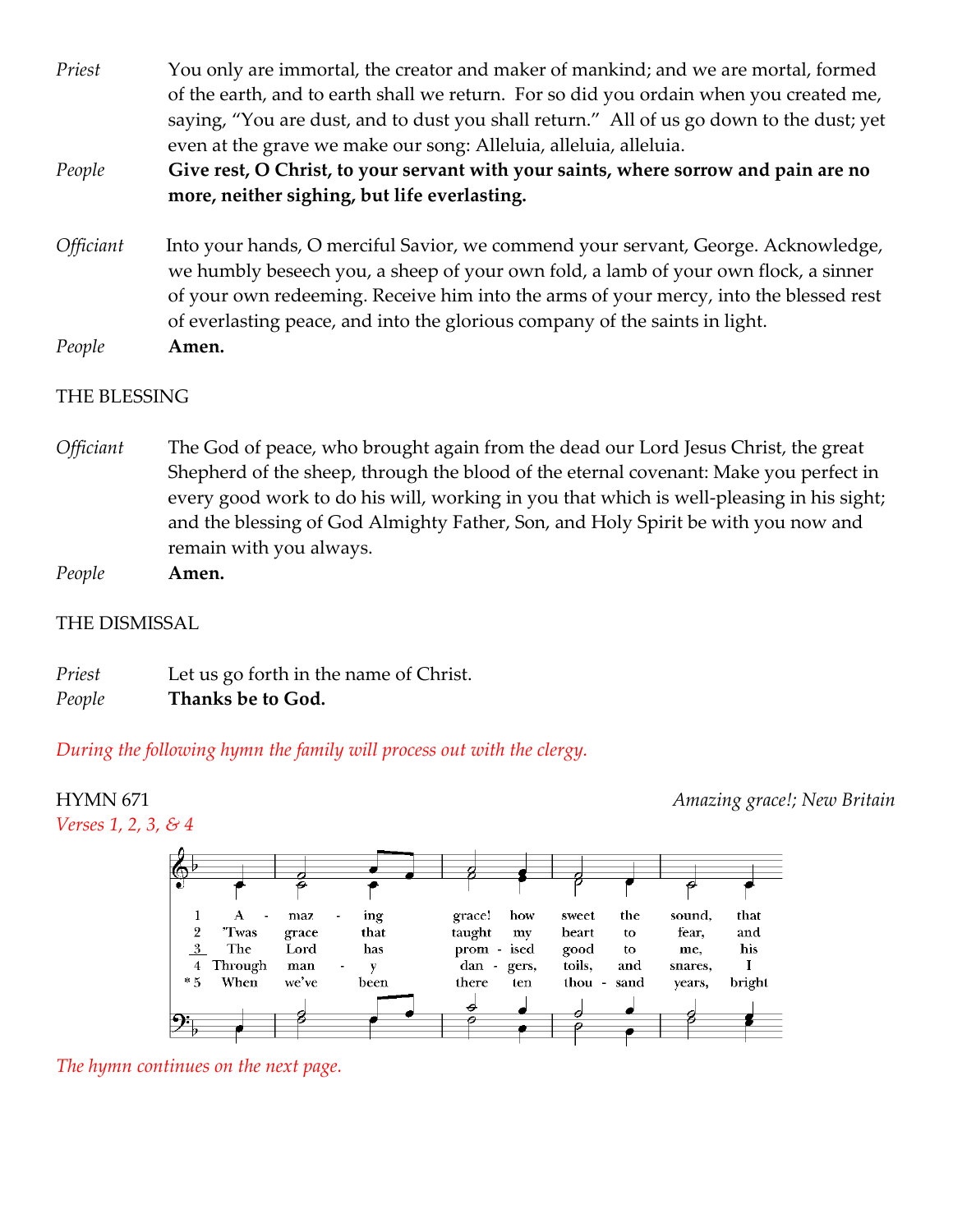*Priest* You only are immortal, the creator and maker of mankind; and we are mortal, formed of the earth, and to earth shall we return. For so did you ordain when you created me, saying, "You are dust, and to dust you shall return." All of us go down to the dust; yet even at the grave we make our song: Alleluia, alleluia, alleluia.

*People* **Give rest, O Christ, to your servant with your saints, where sorrow and pain are no more, neither sighing, but life everlasting.**

*Officiant* Into your hands, O merciful Savior, we commend your servant, George. Acknowledge, we humbly beseech you, a sheep of your own fold, a lamb of your own flock, a sinner of your own redeeming. Receive him into the arms of your mercy, into the blessed rest of everlasting peace, and into the glorious company of the saints in light.

*People* **Amen.**

THE BLESSING

*Officiant* The God of peace, who brought again from the dead our Lord Jesus Christ, the great Shepherd of the sheep, through the blood of the eternal covenant: Make you perfect in every good work to do his will, working in you that which is well-pleasing in his sight; and the blessing of God Almighty Father, Son, and Holy Spirit be with you now and remain with you always.

*People* **Amen.**

THE DISMISSAL

*Priest* Let us go forth in the name of Christ.

*People* **Thanks be to God.**

*During the following hymn the family will process out with the clergy.*

HYMN 671 *Amazing grace!; New Britain*

*Verses 1, 2, 3, & 4*

1 A - maz - ing grace! how sweet the sound, that
2 'Twas grace that taught my heart to fear, and
3 The Lord has prom - ised good to me, his
4 Through man - y dan - gers, toils, and snares, I
*5 When we've been there ten thou - sand years, bright

*The hymn continues on the next page.*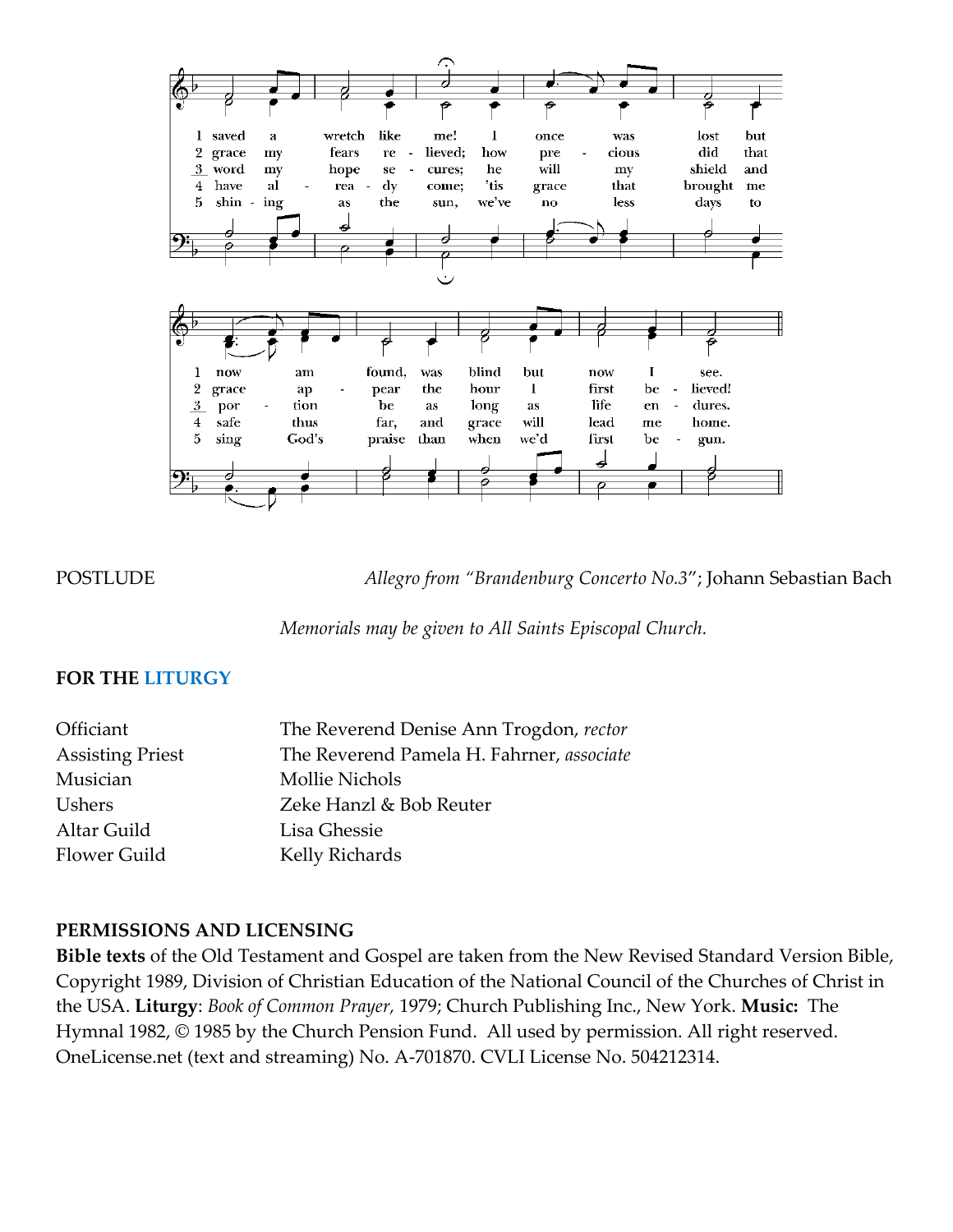1 saved a wretch like me! I once was lost but now am found, was blind but now I see.

2 grace my fears re - lieved; how pre - cious did that grace ap - pear the hour I first be - lieved!

3 word my hope se - cures; he will my shield and por - tion be as long as life en - dures.

4 have al - rea - dy come; 'tis grace that brought me safe thus far, and grace will lead me home.

5 shin - ing as the sun, we've no less days to sing God's praise than when we'd first be - gun.

POSTLUDE *Allegro from "Brandenburg Concerto No.3"*; Johann Sebastian Bach

*Memorials may be given to All Saints Episcopal Church.*

**FOR THE LITURGY**

| | |
|---|---|
| Officiant | The Reverend Denise Ann Trogdon, *rector* |
| Assisting Priest | The Reverend Pamela H. Fahrner, *associate* |
| Musician | Mollie Nichols |
| Ushers | Zeke Hanzl & Bob Reuter |
| Altar Guild | Lisa Ghessie |
| Flower Guild | Kelly Richards |

**PERMISSIONS AND LICENSING**

**Bible texts** of the Old Testament and Gospel are taken from the New Revised Standard Version Bible, Copyright 1989, Division of Christian Education of the National Council of the Churches of Christ in the USA. **Liturgy**: *Book of Common Prayer,* 1979; Church Publishing Inc., New York. **Music:** The Hymnal 1982, © 1985 by the Church Pension Fund. All used by permission. All right reserved. OneLicense.net (text and streaming) No. A-701870. CVLI License No. 504212314.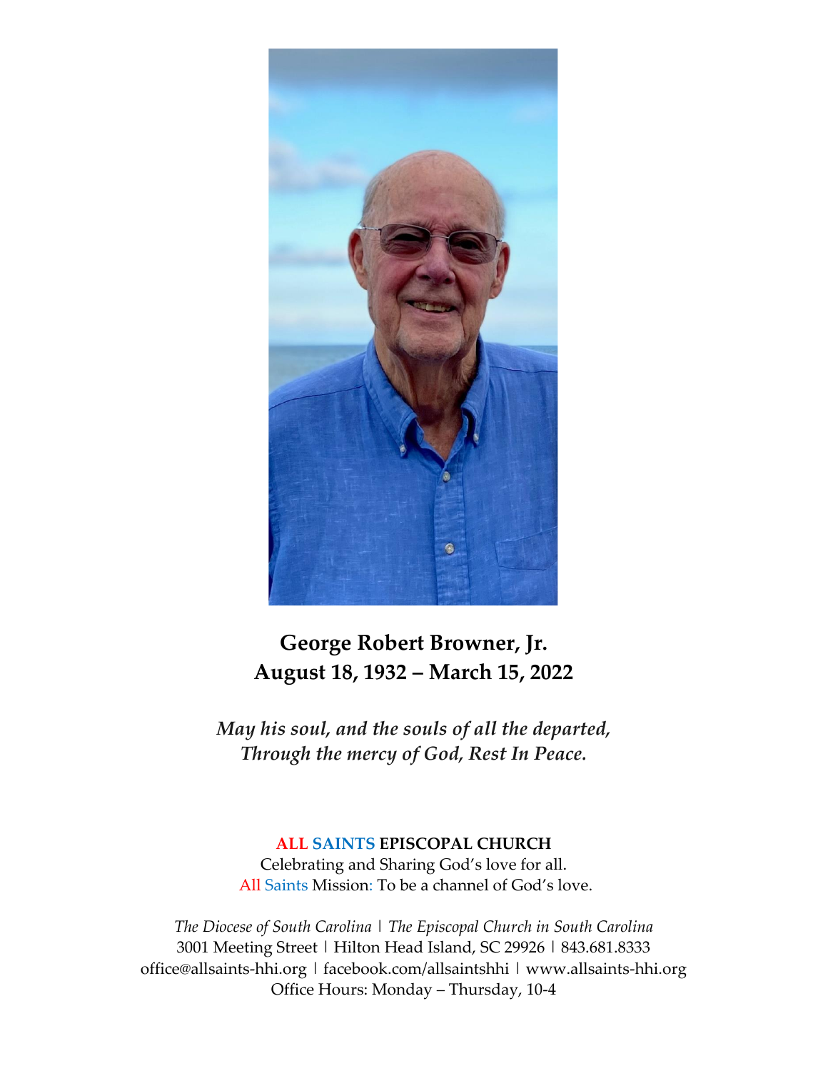**George Robert Browner, Jr.**
**August 18, 1932 – March 15, 2022**

*May his soul, and the souls of all the departed,*
*Through the mercy of God, Rest In Peace.*

**ALL SAINTS EPISCOPAL CHURCH**
Celebrating and Sharing God's love for all.
All Saints Mission: To be a channel of God's love.

*The Diocese of South Carolina* | *The Episcopal Church in South Carolina*
3001 Meeting Street | Hilton Head Island, SC 29926 | 843.681.8333
office@allsaints-hhi.org | facebook.com/allsaintshhi | www.allsaints-hhi.org
Office Hours: Monday – Thursday, 10-4